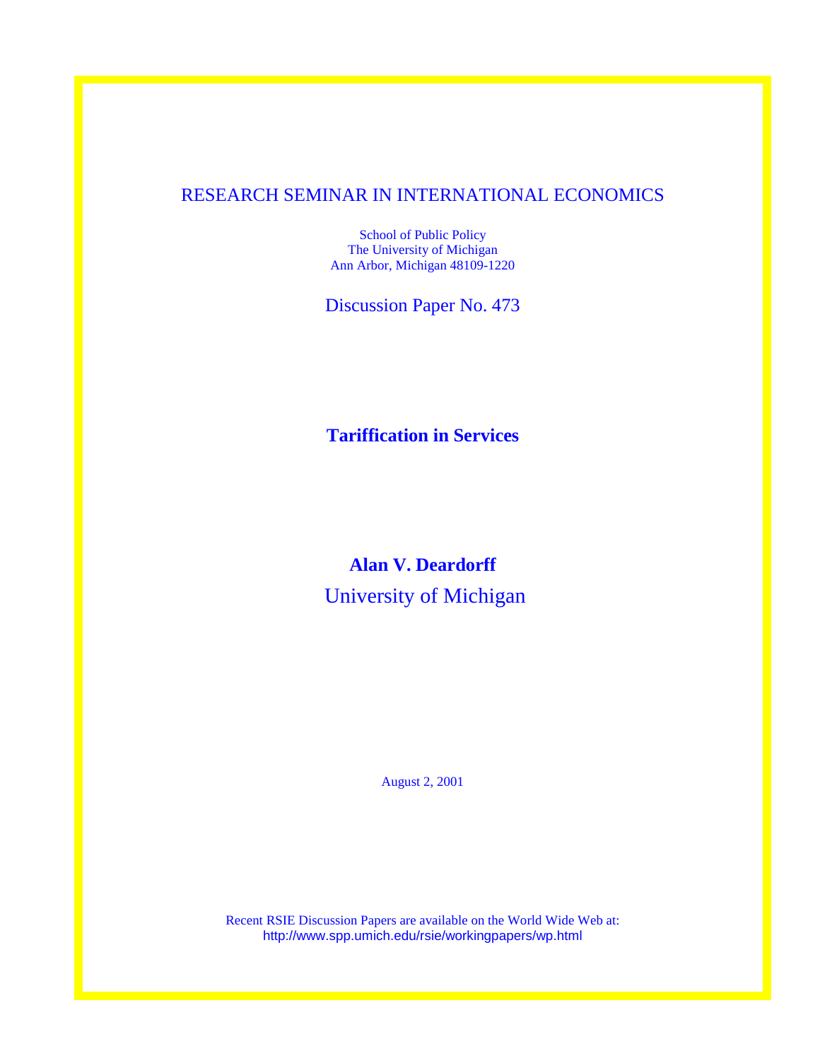RESEARCH SEMINAR IN INTERNATIONAL ECONOMICS

School of Public Policy
The University of Michigan
Ann Arbor, Michigan 48109-1220

Discussion Paper No. 473

# Tariffication in Services

**Alan V. Deardorff**

University of Michigan

August 2, 2001

Recent RSIE Discussion Papers are available on the World Wide Web at:
http://www.spp.umich.edu/rsie/workingpapers/wp.html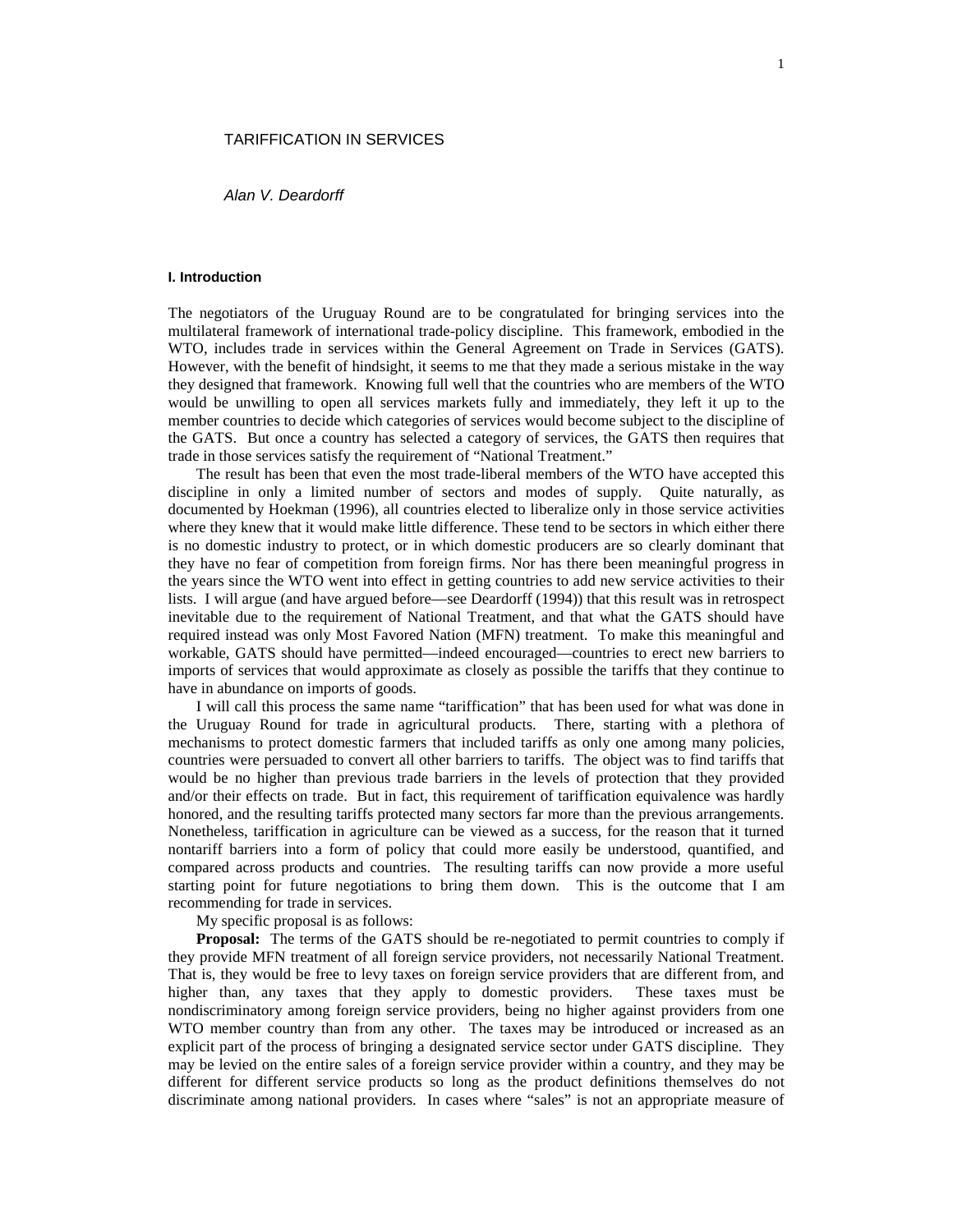# TARIFFICATION IN SERVICES

*Alan V. Deardorff*

### I. Introduction

The negotiators of the Uruguay Round are to be congratulated for bringing services into the multilateral framework of international trade-policy discipline. This framework, embodied in the WTO, includes trade in services within the General Agreement on Trade in Services (GATS). However, with the benefit of hindsight, it seems to me that they made a serious mistake in the way they designed that framework. Knowing full well that the countries who are members of the WTO would be unwilling to open all services markets fully and immediately, they left it up to the member countries to decide which categories of services would become subject to the discipline of the GATS. But once a country has selected a category of services, the GATS then requires that trade in those services satisfy the requirement of "National Treatment."

The result has been that even the most trade-liberal members of the WTO have accepted this discipline in only a limited number of sectors and modes of supply. Quite naturally, as documented by Hoekman (1996), all countries elected to liberalize only in those service activities where they knew that it would make little difference. These tend to be sectors in which either there is no domestic industry to protect, or in which domestic producers are so clearly dominant that they have no fear of competition from foreign firms. Nor has there been meaningful progress in the years since the WTO went into effect in getting countries to add new service activities to their lists. I will argue (and have argued before—see Deardorff (1994)) that this result was in retrospect inevitable due to the requirement of National Treatment, and that what the GATS should have required instead was only Most Favored Nation (MFN) treatment. To make this meaningful and workable, GATS should have permitted—indeed encouraged—countries to erect new barriers to imports of services that would approximate as closely as possible the tariffs that they continue to have in abundance on imports of goods.

I will call this process the same name "tariffication" that has been used for what was done in the Uruguay Round for trade in agricultural products. There, starting with a plethora of mechanisms to protect domestic farmers that included tariffs as only one among many policies, countries were persuaded to convert all other barriers to tariffs. The object was to find tariffs that would be no higher than previous trade barriers in the levels of protection that they provided and/or their effects on trade. But in fact, this requirement of tariffication equivalence was hardly honored, and the resulting tariffs protected many sectors far more than the previous arrangements. Nonetheless, tariffication in agriculture can be viewed as a success, for the reason that it turned nontariff barriers into a form of policy that could more easily be understood, quantified, and compared across products and countries. The resulting tariffs can now provide a more useful starting point for future negotiations to bring them down. This is the outcome that I am recommending for trade in services.

My specific proposal is as follows:

**Proposal:** The terms of the GATS should be re-negotiated to permit countries to comply if they provide MFN treatment of all foreign service providers, not necessarily National Treatment. That is, they would be free to levy taxes on foreign service providers that are different from, and higher than, any taxes that they apply to domestic providers. These taxes must be nondiscriminatory among foreign service providers, being no higher against providers from one WTO member country than from any other. The taxes may be introduced or increased as an explicit part of the process of bringing a designated service sector under GATS discipline. They may be levied on the entire sales of a foreign service provider within a country, and they may be different for different service products so long as the product definitions themselves do not discriminate among national providers. In cases where "sales" is not an appropriate measure of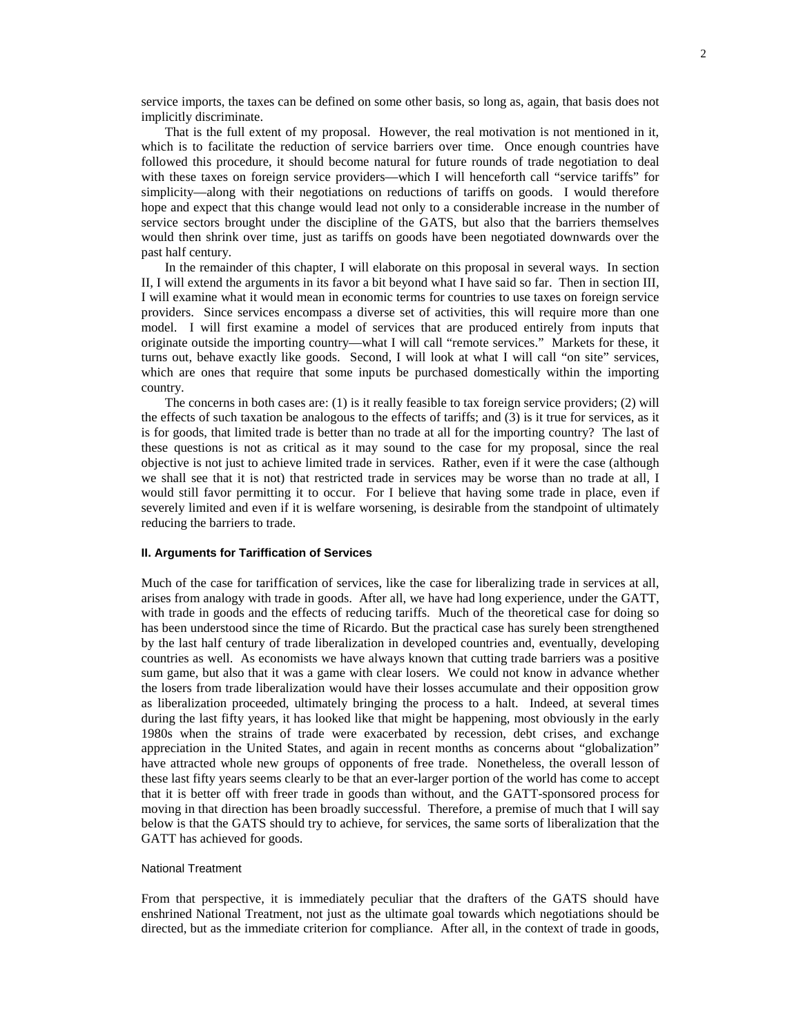service imports, the taxes can be defined on some other basis, so long as, again, that basis does not implicitly discriminate.

That is the full extent of my proposal. However, the real motivation is not mentioned in it, which is to facilitate the reduction of service barriers over time. Once enough countries have followed this procedure, it should become natural for future rounds of trade negotiation to deal with these taxes on foreign service providers—which I will henceforth call "service tariffs" for simplicity—along with their negotiations on reductions of tariffs on goods. I would therefore hope and expect that this change would lead not only to a considerable increase in the number of service sectors brought under the discipline of the GATS, but also that the barriers themselves would then shrink over time, just as tariffs on goods have been negotiated downwards over the past half century.

In the remainder of this chapter, I will elaborate on this proposal in several ways. In section II, I will extend the arguments in its favor a bit beyond what I have said so far. Then in section III, I will examine what it would mean in economic terms for countries to use taxes on foreign service providers. Since services encompass a diverse set of activities, this will require more than one model. I will first examine a model of services that are produced entirely from inputs that originate outside the importing country—what I will call "remote services." Markets for these, it turns out, behave exactly like goods. Second, I will look at what I will call "on site" services, which are ones that require that some inputs be purchased domestically within the importing country.

The concerns in both cases are: (1) is it really feasible to tax foreign service providers; (2) will the effects of such taxation be analogous to the effects of tariffs; and (3) is it true for services, as it is for goods, that limited trade is better than no trade at all for the importing country? The last of these questions is not as critical as it may sound to the case for my proposal, since the real objective is not just to achieve limited trade in services. Rather, even if it were the case (although we shall see that it is not) that restricted trade in services may be worse than no trade at all, I would still favor permitting it to occur. For I believe that having some trade in place, even if severely limited and even if it is welfare worsening, is desirable from the standpoint of ultimately reducing the barriers to trade.

## II. Arguments for Tariffication of Services

Much of the case for tariffication of services, like the case for liberalizing trade in services at all, arises from analogy with trade in goods. After all, we have had long experience, under the GATT, with trade in goods and the effects of reducing tariffs. Much of the theoretical case for doing so has been understood since the time of Ricardo. But the practical case has surely been strengthened by the last half century of trade liberalization in developed countries and, eventually, developing countries as well. As economists we have always known that cutting trade barriers was a positive sum game, but also that it was a game with clear losers. We could not know in advance whether the losers from trade liberalization would have their losses accumulate and their opposition grow as liberalization proceeded, ultimately bringing the process to a halt. Indeed, at several times during the last fifty years, it has looked like that might be happening, most obviously in the early 1980s when the strains of trade were exacerbated by recession, debt crises, and exchange appreciation in the United States, and again in recent months as concerns about "globalization" have attracted whole new groups of opponents of free trade. Nonetheless, the overall lesson of these last fifty years seems clearly to be that an ever-larger portion of the world has come to accept that it is better off with freer trade in goods than without, and the GATT-sponsored process for moving in that direction has been broadly successful. Therefore, a premise of much that I will say below is that the GATS should try to achieve, for services, the same sorts of liberalization that the GATT has achieved for goods.

### National Treatment

From that perspective, it is immediately peculiar that the drafters of the GATS should have enshrined National Treatment, not just as the ultimate goal towards which negotiations should be directed, but as the immediate criterion for compliance. After all, in the context of trade in goods,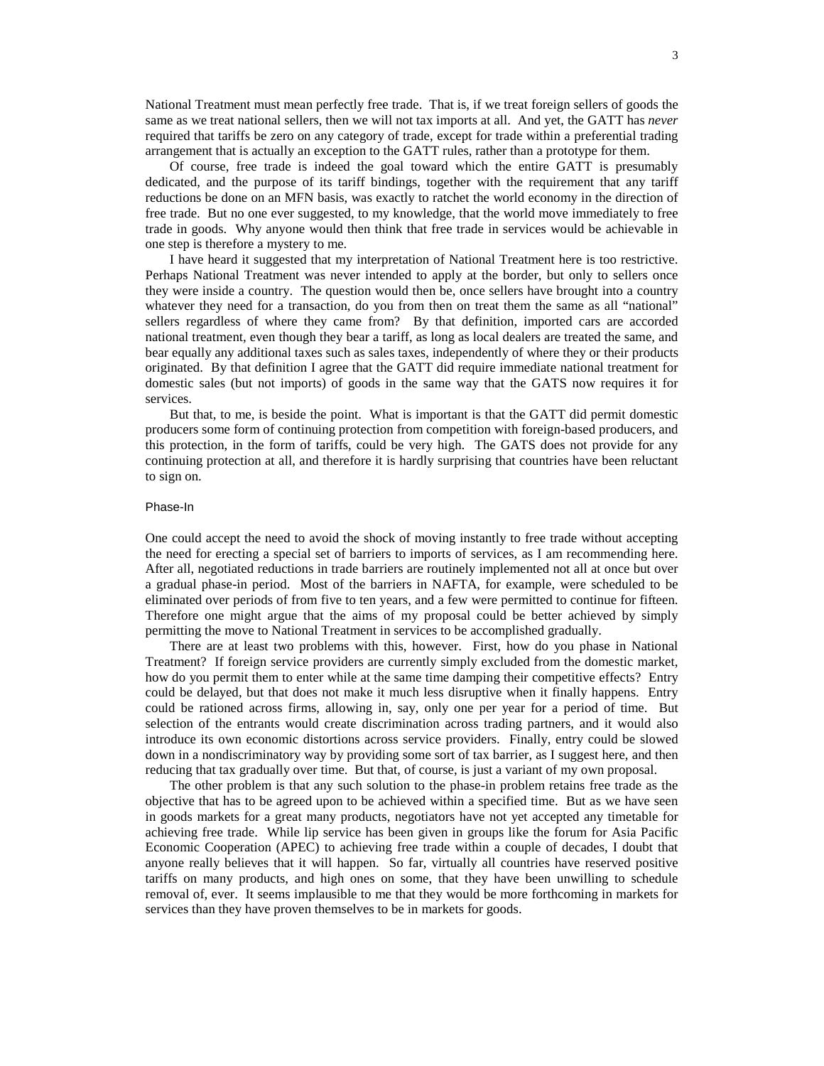National Treatment must mean perfectly free trade. That is, if we treat foreign sellers of goods the same as we treat national sellers, then we will not tax imports at all. And yet, the GATT has *never* required that tariffs be zero on any category of trade, except for trade within a preferential trading arrangement that is actually an exception to the GATT rules, rather than a prototype for them.

Of course, free trade is indeed the goal toward which the entire GATT is presumably dedicated, and the purpose of its tariff bindings, together with the requirement that any tariff reductions be done on an MFN basis, was exactly to ratchet the world economy in the direction of free trade. But no one ever suggested, to my knowledge, that the world move immediately to free trade in goods. Why anyone would then think that free trade in services would be achievable in one step is therefore a mystery to me.

I have heard it suggested that my interpretation of National Treatment here is too restrictive. Perhaps National Treatment was never intended to apply at the border, but only to sellers once they were inside a country. The question would then be, once sellers have brought into a country whatever they need for a transaction, do you from then on treat them the same as all "national" sellers regardless of where they came from? By that definition, imported cars are accorded national treatment, even though they bear a tariff, as long as local dealers are treated the same, and bear equally any additional taxes such as sales taxes, independently of where they or their products originated. By that definition I agree that the GATT did require immediate national treatment for domestic sales (but not imports) of goods in the same way that the GATS now requires it for services.

But that, to me, is beside the point. What is important is that the GATT did permit domestic producers some form of continuing protection from competition with foreign-based producers, and this protection, in the form of tariffs, could be very high. The GATS does not provide for any continuing protection at all, and therefore it is hardly surprising that countries have been reluctant to sign on.

### Phase-In

One could accept the need to avoid the shock of moving instantly to free trade without accepting the need for erecting a special set of barriers to imports of services, as I am recommending here. After all, negotiated reductions in trade barriers are routinely implemented not all at once but over a gradual phase-in period. Most of the barriers in NAFTA, for example, were scheduled to be eliminated over periods of from five to ten years, and a few were permitted to continue for fifteen. Therefore one might argue that the aims of my proposal could be better achieved by simply permitting the move to National Treatment in services to be accomplished gradually.

There are at least two problems with this, however. First, how do you phase in National Treatment? If foreign service providers are currently simply excluded from the domestic market, how do you permit them to enter while at the same time damping their competitive effects? Entry could be delayed, but that does not make it much less disruptive when it finally happens. Entry could be rationed across firms, allowing in, say, only one per year for a period of time. But selection of the entrants would create discrimination across trading partners, and it would also introduce its own economic distortions across service providers. Finally, entry could be slowed down in a nondiscriminatory way by providing some sort of tax barrier, as I suggest here, and then reducing that tax gradually over time. But that, of course, is just a variant of my own proposal.

The other problem is that any such solution to the phase-in problem retains free trade as the objective that has to be agreed upon to be achieved within a specified time. But as we have seen in goods markets for a great many products, negotiators have not yet accepted any timetable for achieving free trade. While lip service has been given in groups like the forum for Asia Pacific Economic Cooperation (APEC) to achieving free trade within a couple of decades, I doubt that anyone really believes that it will happen. So far, virtually all countries have reserved positive tariffs on many products, and high ones on some, that they have been unwilling to schedule removal of, ever. It seems implausible to me that they would be more forthcoming in markets for services than they have proven themselves to be in markets for goods.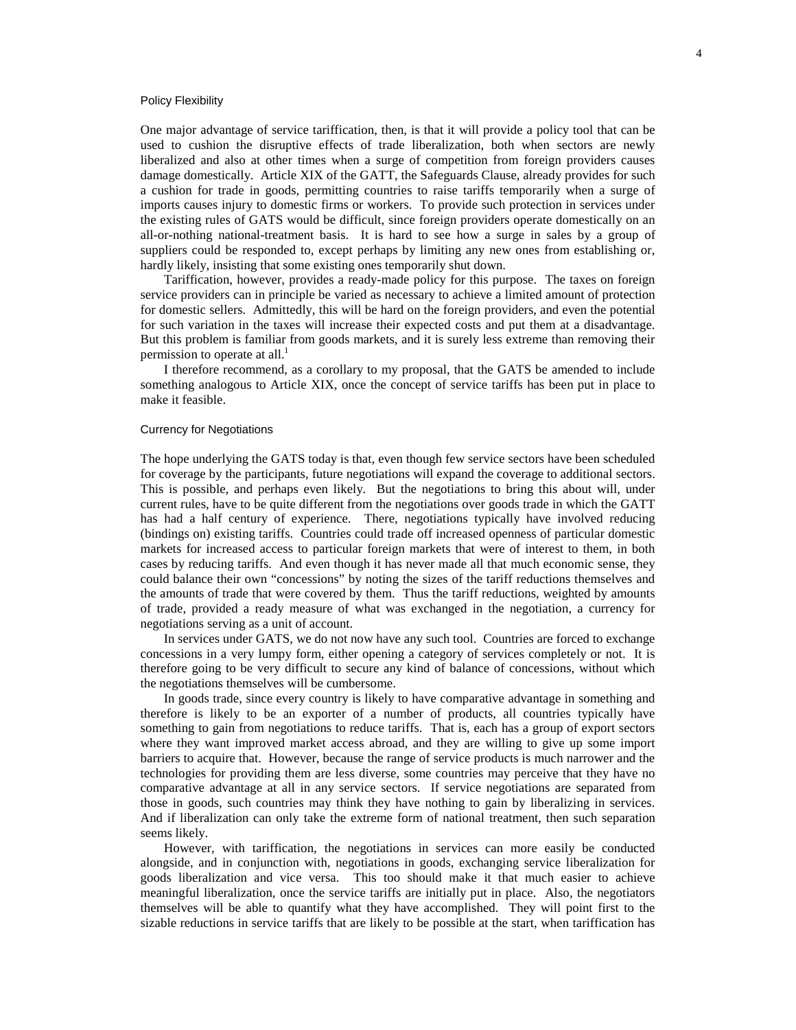### Policy Flexibility

One major advantage of service tariffication, then, is that it will provide a policy tool that can be used to cushion the disruptive effects of trade liberalization, both when sectors are newly liberalized and also at other times when a surge of competition from foreign providers causes damage domestically. Article XIX of the GATT, the Safeguards Clause, already provides for such a cushion for trade in goods, permitting countries to raise tariffs temporarily when a surge of imports causes injury to domestic firms or workers. To provide such protection in services under the existing rules of GATS would be difficult, since foreign providers operate domestically on an all-or-nothing national-treatment basis. It is hard to see how a surge in sales by a group of suppliers could be responded to, except perhaps by limiting any new ones from establishing or, hardly likely, insisting that some existing ones temporarily shut down.

Tariffication, however, provides a ready-made policy for this purpose. The taxes on foreign service providers can in principle be varied as necessary to achieve a limited amount of protection for domestic sellers. Admittedly, this will be hard on the foreign providers, and even the potential for such variation in the taxes will increase their expected costs and put them at a disadvantage. But this problem is familiar from goods markets, and it is surely less extreme than removing their permission to operate at all.[1]

I therefore recommend, as a corollary to my proposal, that the GATS be amended to include something analogous to Article XIX, once the concept of service tariffs has been put in place to make it feasible.

### Currency for Negotiations

The hope underlying the GATS today is that, even though few service sectors have been scheduled for coverage by the participants, future negotiations will expand the coverage to additional sectors. This is possible, and perhaps even likely. But the negotiations to bring this about will, under current rules, have to be quite different from the negotiations over goods trade in which the GATT has had a half century of experience. There, negotiations typically have involved reducing (bindings on) existing tariffs. Countries could trade off increased openness of particular domestic markets for increased access to particular foreign markets that were of interest to them, in both cases by reducing tariffs. And even though it has never made all that much economic sense, they could balance their own "concessions" by noting the sizes of the tariff reductions themselves and the amounts of trade that were covered by them. Thus the tariff reductions, weighted by amounts of trade, provided a ready measure of what was exchanged in the negotiation, a currency for negotiations serving as a unit of account.

In services under GATS, we do not now have any such tool. Countries are forced to exchange concessions in a very lumpy form, either opening a category of services completely or not. It is therefore going to be very difficult to secure any kind of balance of concessions, without which the negotiations themselves will be cumbersome.

In goods trade, since every country is likely to have comparative advantage in something and therefore is likely to be an exporter of a number of products, all countries typically have something to gain from negotiations to reduce tariffs. That is, each has a group of export sectors where they want improved market access abroad, and they are willing to give up some import barriers to acquire that. However, because the range of service products is much narrower and the technologies for providing them are less diverse, some countries may perceive that they have no comparative advantage at all in any service sectors. If service negotiations are separated from those in goods, such countries may think they have nothing to gain by liberalizing in services. And if liberalization can only take the extreme form of national treatment, then such separation seems likely.

However, with tariffication, the negotiations in services can more easily be conducted alongside, and in conjunction with, negotiations in goods, exchanging service liberalization for goods liberalization and vice versa. This too should make it that much easier to achieve meaningful liberalization, once the service tariffs are initially put in place. Also, the negotiators themselves will be able to quantify what they have accomplished. They will point first to the sizable reductions in service tariffs that are likely to be possible at the start, when tariffication has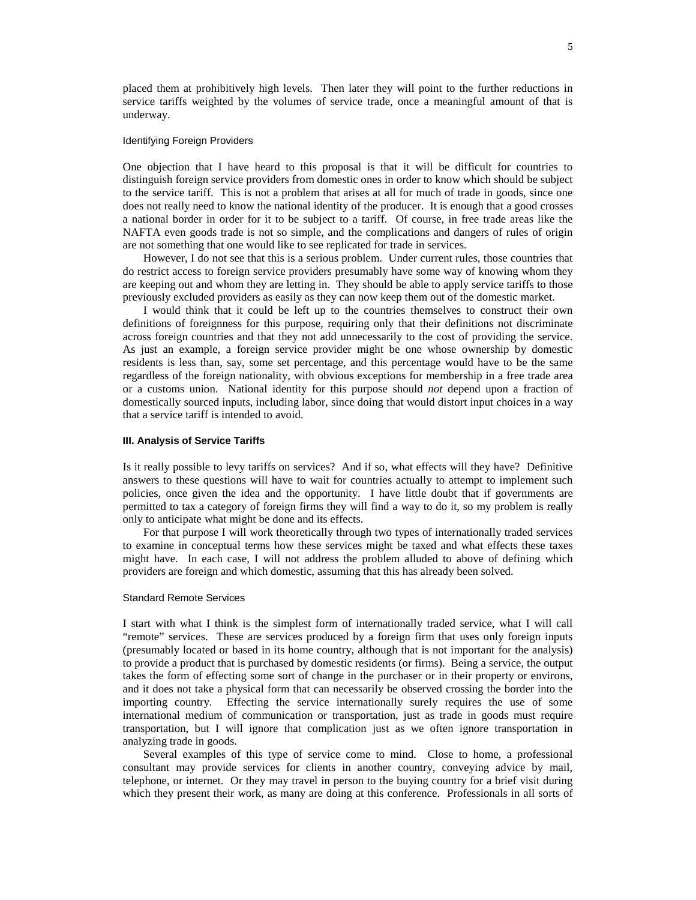placed them at prohibitively high levels. Then later they will point to the further reductions in service tariffs weighted by the volumes of service trade, once a meaningful amount of that is underway.

### Identifying Foreign Providers

One objection that I have heard to this proposal is that it will be difficult for countries to distinguish foreign service providers from domestic ones in order to know which should be subject to the service tariff. This is not a problem that arises at all for much of trade in goods, since one does not really need to know the national identity of the producer. It is enough that a good crosses a national border in order for it to be subject to a tariff. Of course, in free trade areas like the NAFTA even goods trade is not so simple, and the complications and dangers of rules of origin are not something that one would like to see replicated for trade in services.

However, I do not see that this is a serious problem. Under current rules, those countries that do restrict access to foreign service providers presumably have some way of knowing whom they are keeping out and whom they are letting in. They should be able to apply service tariffs to those previously excluded providers as easily as they can now keep them out of the domestic market.

I would think that it could be left up to the countries themselves to construct their own definitions of foreignness for this purpose, requiring only that their definitions not discriminate across foreign countries and that they not add unnecessarily to the cost of providing the service. As just an example, a foreign service provider might be one whose ownership by domestic residents is less than, say, some set percentage, and this percentage would have to be the same regardless of the foreign nationality, with obvious exceptions for membership in a free trade area or a customs union. National identity for this purpose should *not* depend upon a fraction of domestically sourced inputs, including labor, since doing that would distort input choices in a way that a service tariff is intended to avoid.

## III. Analysis of Service Tariffs

Is it really possible to levy tariffs on services? And if so, what effects will they have? Definitive answers to these questions will have to wait for countries actually to attempt to implement such policies, once given the idea and the opportunity. I have little doubt that if governments are permitted to tax a category of foreign firms they will find a way to do it, so my problem is really only to anticipate what might be done and its effects.

For that purpose I will work theoretically through two types of internationally traded services to examine in conceptual terms how these services might be taxed and what effects these taxes might have. In each case, I will not address the problem alluded to above of defining which providers are foreign and which domestic, assuming that this has already been solved.

### Standard Remote Services

I start with what I think is the simplest form of internationally traded service, what I will call "remote" services. These are services produced by a foreign firm that uses only foreign inputs (presumably located or based in its home country, although that is not important for the analysis) to provide a product that is purchased by domestic residents (or firms). Being a service, the output takes the form of effecting some sort of change in the purchaser or in their property or environs, and it does not take a physical form that can necessarily be observed crossing the border into the importing country. Effecting the service internationally surely requires the use of some international medium of communication or transportation, just as trade in goods must require transportation, but I will ignore that complication just as we often ignore transportation in analyzing trade in goods.

Several examples of this type of service come to mind. Close to home, a professional consultant may provide services for clients in another country, conveying advice by mail, telephone, or internet. Or they may travel in person to the buying country for a brief visit during which they present their work, as many are doing at this conference. Professionals in all sorts of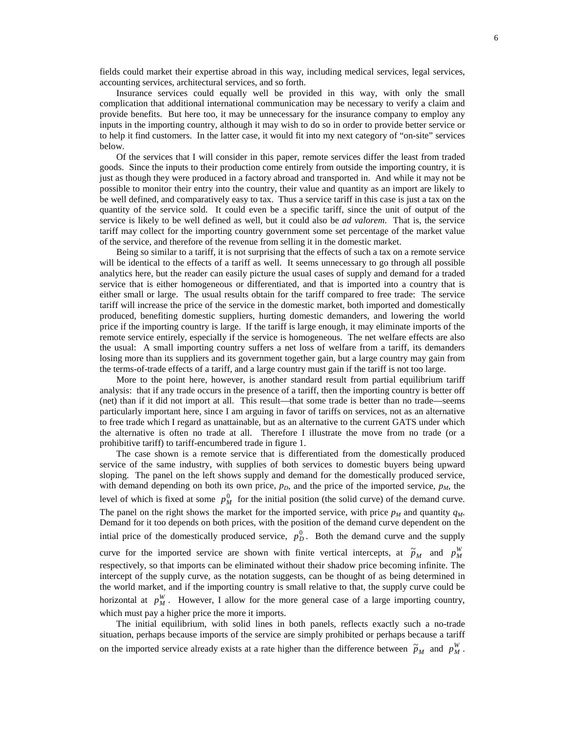fields could market their expertise abroad in this way, including medical services, legal services, accounting services, architectural services, and so forth.

Insurance services could equally well be provided in this way, with only the small complication that additional international communication may be necessary to verify a claim and provide benefits. But here too, it may be unnecessary for the insurance company to employ any inputs in the importing country, although it may wish to do so in order to provide better service or to help it find customers. In the latter case, it would fit into my next category of "on-site" services below.

Of the services that I will consider in this paper, remote services differ the least from traded goods. Since the inputs to their production come entirely from outside the importing country, it is just as though they were produced in a factory abroad and transported in. And while it may not be possible to monitor their entry into the country, their value and quantity as an import are likely to be well defined, and comparatively easy to tax. Thus a service tariff in this case is just a tax on the quantity of the service sold. It could even be a specific tariff, since the unit of output of the service is likely to be well defined as well, but it could also be *ad valorem*. That is, the service tariff may collect for the importing country government some set percentage of the market value of the service, and therefore of the revenue from selling it in the domestic market.

Being so similar to a tariff, it is not surprising that the effects of such a tax on a remote service will be identical to the effects of a tariff as well. It seems unnecessary to go through all possible analytics here, but the reader can easily picture the usual cases of supply and demand for a traded service that is either homogeneous or differentiated, and that is imported into a country that is either small or large. The usual results obtain for the tariff compared to free trade: The service tariff will increase the price of the service in the domestic market, both imported and domestically produced, benefiting domestic suppliers, hurting domestic demanders, and lowering the world price if the importing country is large. If the tariff is large enough, it may eliminate imports of the remote service entirely, especially if the service is homogeneous. The net welfare effects are also the usual: A small importing country suffers a net loss of welfare from a tariff, its demanders losing more than its suppliers and its government together gain, but a large country may gain from the terms-of-trade effects of a tariff, and a large country must gain if the tariff is not too large.

More to the point here, however, is another standard result from partial equilibrium tariff analysis: that if any trade occurs in the presence of a tariff, then the importing country is better off (net) than if it did not import at all. This result—that some trade is better than no trade—seems particularly important here, since I am arguing in favor of tariffs on services, not as an alternative to free trade which I regard as unattainable, but as an alternative to the current GATS under which the alternative is often no trade at all. Therefore I illustrate the move from no trade (or a prohibitive tariff) to tariff-encumbered trade in figure 1.

The case shown is a remote service that is differentiated from the domestically produced service of the same industry, with supplies of both services to domestic buyers being upward sloping. The panel on the left shows supply and demand for the domestically produced service, with demand depending on both its own price, $p_D$, and the price of the imported service, $p_M$, the level of which is fixed at some $p_M^0$ for the initial position (the solid curve) of the demand curve. The panel on the right shows the market for the imported service, with price $p_M$ and quantity $q_M$. Demand for it too depends on both prices, with the position of the demand curve dependent on the intial price of the domestically produced service, $p_D^0$. Both the demand curve and the supply curve for the imported service are shown with finite vertical intercepts, at $\tilde{p}_M$ and $p_M^W$ respectively, so that imports can be eliminated without their shadow price becoming infinite. The intercept of the supply curve, as the notation suggests, can be thought of as being determined in the world market, and if the importing country is small relative to that, the supply curve could be horizontal at $p_M^W$. However, I allow for the more general case of a large importing country, which must pay a higher price the more it imports.

The initial equilibrium, with solid lines in both panels, reflects exactly such a no-trade situation, perhaps because imports of the service are simply prohibited or perhaps because a tariff on the imported service already exists at a rate higher than the difference between $\tilde{p}_M$ and $p_M^W$.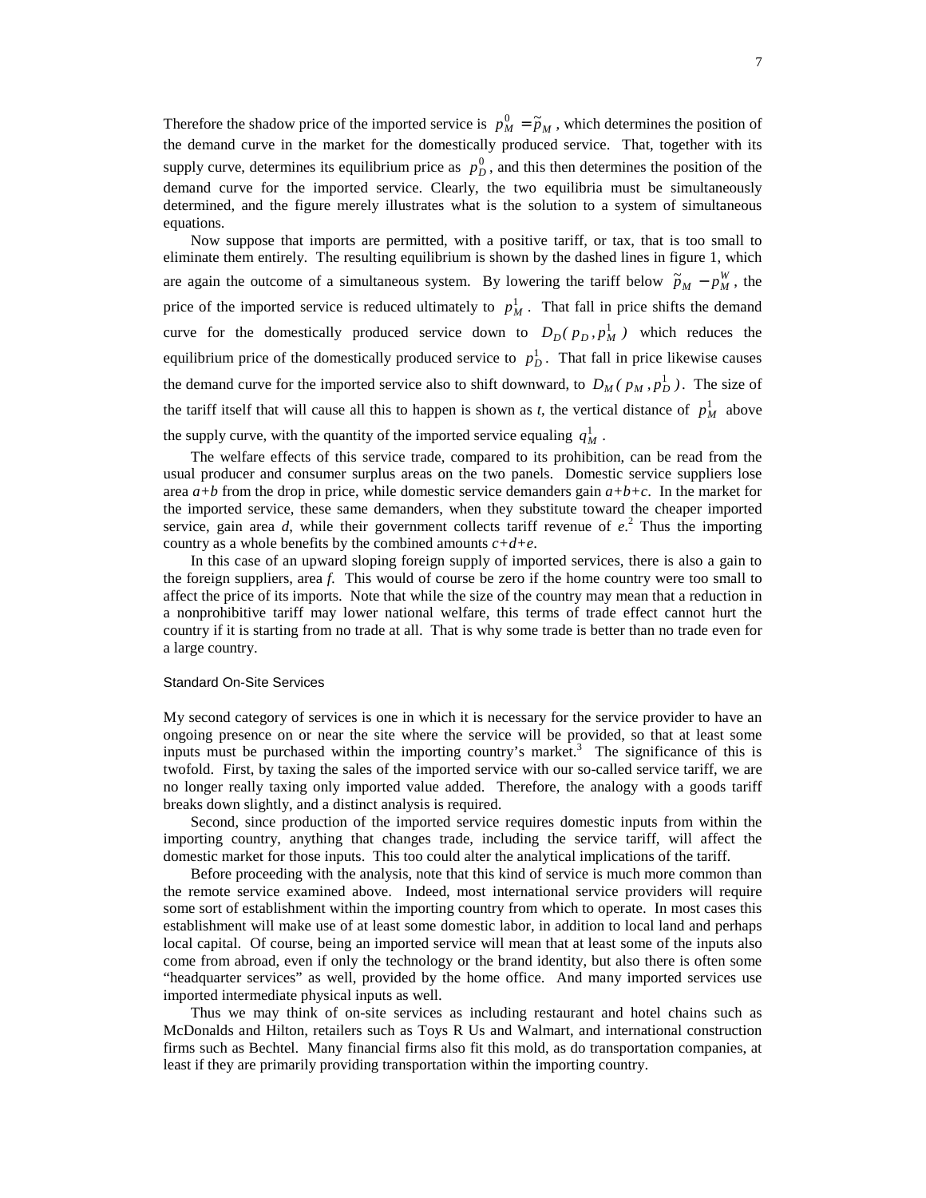Therefore the shadow price of the imported service is $p_M^0 = \tilde{p}_M$, which determines the position of the demand curve in the market for the domestically produced service. That, together with its supply curve, determines its equilibrium price as $p_D^0$, and this then determines the position of the demand curve for the imported service. Clearly, the two equilibria must be simultaneously determined, and the figure merely illustrates what is the solution to a system of simultaneous equations.

Now suppose that imports are permitted, with a positive tariff, or tax, that is too small to eliminate them entirely. The resulting equilibrium is shown by the dashed lines in figure 1, which are again the outcome of a simultaneous system. By lowering the tariff below $\tilde{p}_M - p_M^W$, the price of the imported service is reduced ultimately to $p_M^1$. That fall in price shifts the demand curve for the domestically produced service down to $D_D(p_D, p_M^1)$ which reduces the equilibrium price of the domestically produced service to $p_D^1$. That fall in price likewise causes the demand curve for the imported service also to shift downward, to $D_M(p_M, p_D^1)$. The size of the tariff itself that will cause all this to happen is shown as *t*, the vertical distance of $p_M^1$ above the supply curve, with the quantity of the imported service equaling $q_M^1$.

The welfare effects of this service trade, compared to its prohibition, can be read from the usual producer and consumer surplus areas on the two panels. Domestic service suppliers lose area *a+b* from the drop in price, while domestic service demanders gain *a+b+c*. In the market for the imported service, these same demanders, when they substitute toward the cheaper imported service, gain area *d*, while their government collects tariff revenue of *e*.[2] Thus the importing country as a whole benefits by the combined amounts *c+d+e*.

In this case of an upward sloping foreign supply of imported services, there is also a gain to the foreign suppliers, area *f*. This would of course be zero if the home country were too small to affect the price of its imports. Note that while the size of the country may mean that a reduction in a nonprohibitive tariff may lower national welfare, this terms of trade effect cannot hurt the country if it is starting from no trade at all. That is why some trade is better than no trade even for a large country.

### Standard On-Site Services

My second category of services is one in which it is necessary for the service provider to have an ongoing presence on or near the site where the service will be provided, so that at least some inputs must be purchased within the importing country's market.[3] The significance of this is twofold. First, by taxing the sales of the imported service with our so-called service tariff, we are no longer really taxing only imported value added. Therefore, the analogy with a goods tariff breaks down slightly, and a distinct analysis is required.

Second, since production of the imported service requires domestic inputs from within the importing country, anything that changes trade, including the service tariff, will affect the domestic market for those inputs. This too could alter the analytical implications of the tariff.

Before proceeding with the analysis, note that this kind of service is much more common than the remote service examined above. Indeed, most international service providers will require some sort of establishment within the importing country from which to operate. In most cases this establishment will make use of at least some domestic labor, in addition to local land and perhaps local capital. Of course, being an imported service will mean that at least some of the inputs also come from abroad, even if only the technology or the brand identity, but also there is often some "headquarter services" as well, provided by the home office. And many imported services use imported intermediate physical inputs as well.

Thus we may think of on-site services as including restaurant and hotel chains such as McDonalds and Hilton, retailers such as Toys R Us and Walmart, and international construction firms such as Bechtel. Many financial firms also fit this mold, as do transportation companies, at least if they are primarily providing transportation within the importing country.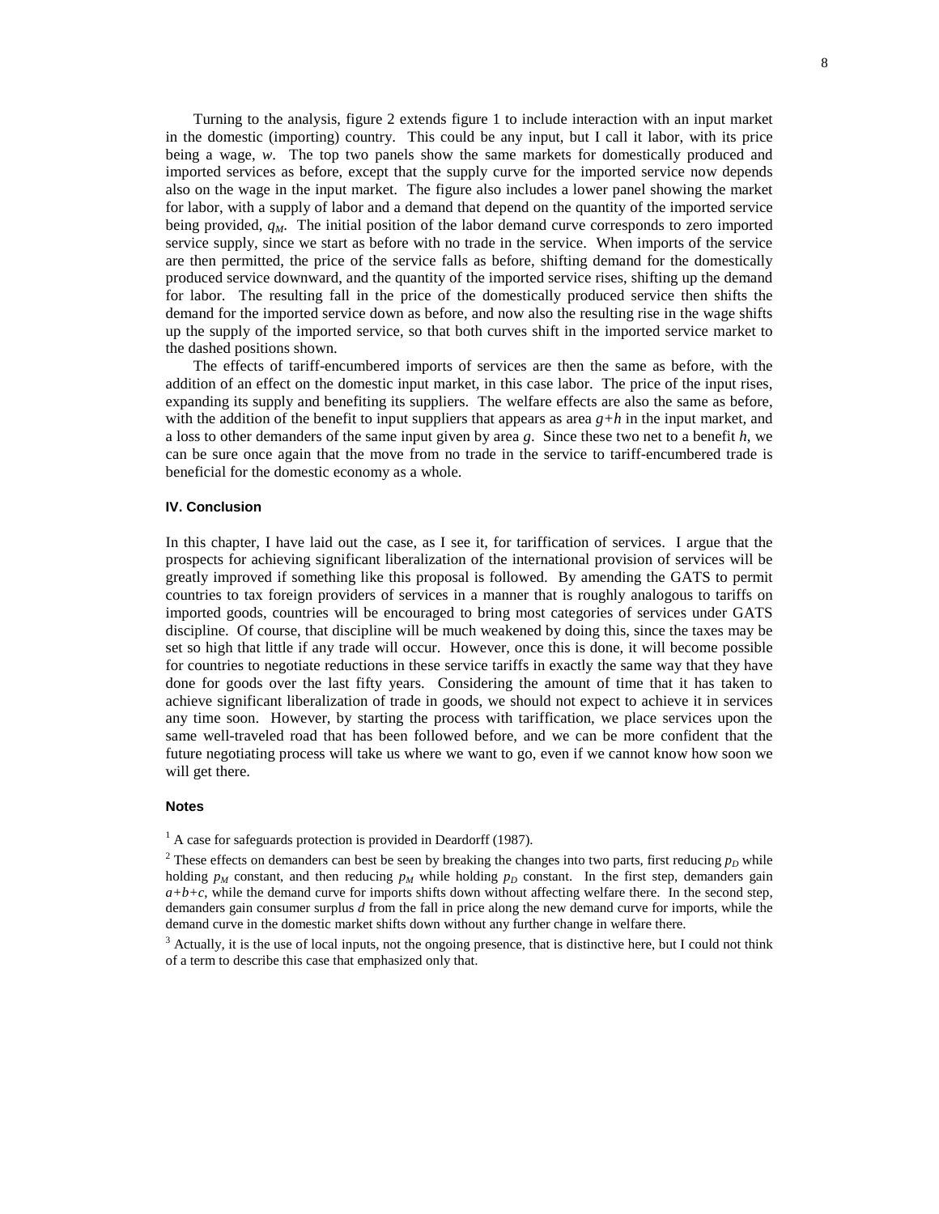Turning to the analysis, figure 2 extends figure 1 to include interaction with an input market in the domestic (importing) country. This could be any input, but I call it labor, with its price being a wage, $w$. The top two panels show the same markets for domestically produced and imported services as before, except that the supply curve for the imported service now depends also on the wage in the input market. The figure also includes a lower panel showing the market for labor, with a supply of labor and a demand that depend on the quantity of the imported service being provided, $q_M$. The initial position of the labor demand curve corresponds to zero imported service supply, since we start as before with no trade in the service. When imports of the service are then permitted, the price of the service falls as before, shifting demand for the domestically produced service downward, and the quantity of the imported service rises, shifting up the demand for labor. The resulting fall in the price of the domestically produced service then shifts the demand for the imported service down as before, and now also the resulting rise in the wage shifts up the supply of the imported service, so that both curves shift in the imported service market to the dashed positions shown.

The effects of tariff-encumbered imports of services are then the same as before, with the addition of an effect on the domestic input market, in this case labor. The price of the input rises, expanding its supply and benefiting its suppliers. The welfare effects are also the same as before, with the addition of the benefit to input suppliers that appears as area $g+h$ in the input market, and a loss to other demanders of the same input given by area $g$. Since these two net to a benefit $h$, we can be sure once again that the move from no trade in the service to tariff-encumbered trade is beneficial for the domestic economy as a whole.

### IV. Conclusion

In this chapter, I have laid out the case, as I see it, for tariffication of services. I argue that the prospects for achieving significant liberalization of the international provision of services will be greatly improved if something like this proposal is followed. By amending the GATS to permit countries to tax foreign providers of services in a manner that is roughly analogous to tariffs on imported goods, countries will be encouraged to bring most categories of services under GATS discipline. Of course, that discipline will be much weakened by doing this, since the taxes may be set so high that little if any trade will occur. However, once this is done, it will become possible for countries to negotiate reductions in these service tariffs in exactly the same way that they have done for goods over the last fifty years. Considering the amount of time that it has taken to achieve significant liberalization of trade in goods, we should not expect to achieve it in services any time soon. However, by starting the process with tariffication, we place services upon the same well-traveled road that has been followed before, and we can be more confident that the future negotiating process will take us where we want to go, even if we cannot know how soon we will get there.

### Notes

[1] A case for safeguards protection is provided in Deardorff (1987).

[2] These effects on demanders can best be seen by breaking the changes into two parts, first reducing $p_D$ while holding $p_M$ constant, and then reducing $p_M$ while holding $p_D$ constant. In the first step, demanders gain $a+b+c$, while the demand curve for imports shifts down without affecting welfare there. In the second step, demanders gain consumer surplus $d$ from the fall in price along the new demand curve for imports, while the demand curve in the domestic market shifts down without any further change in welfare there.

[3] Actually, it is the use of local inputs, not the ongoing presence, that is distinctive here, but I could not think of a term to describe this case that emphasized only that.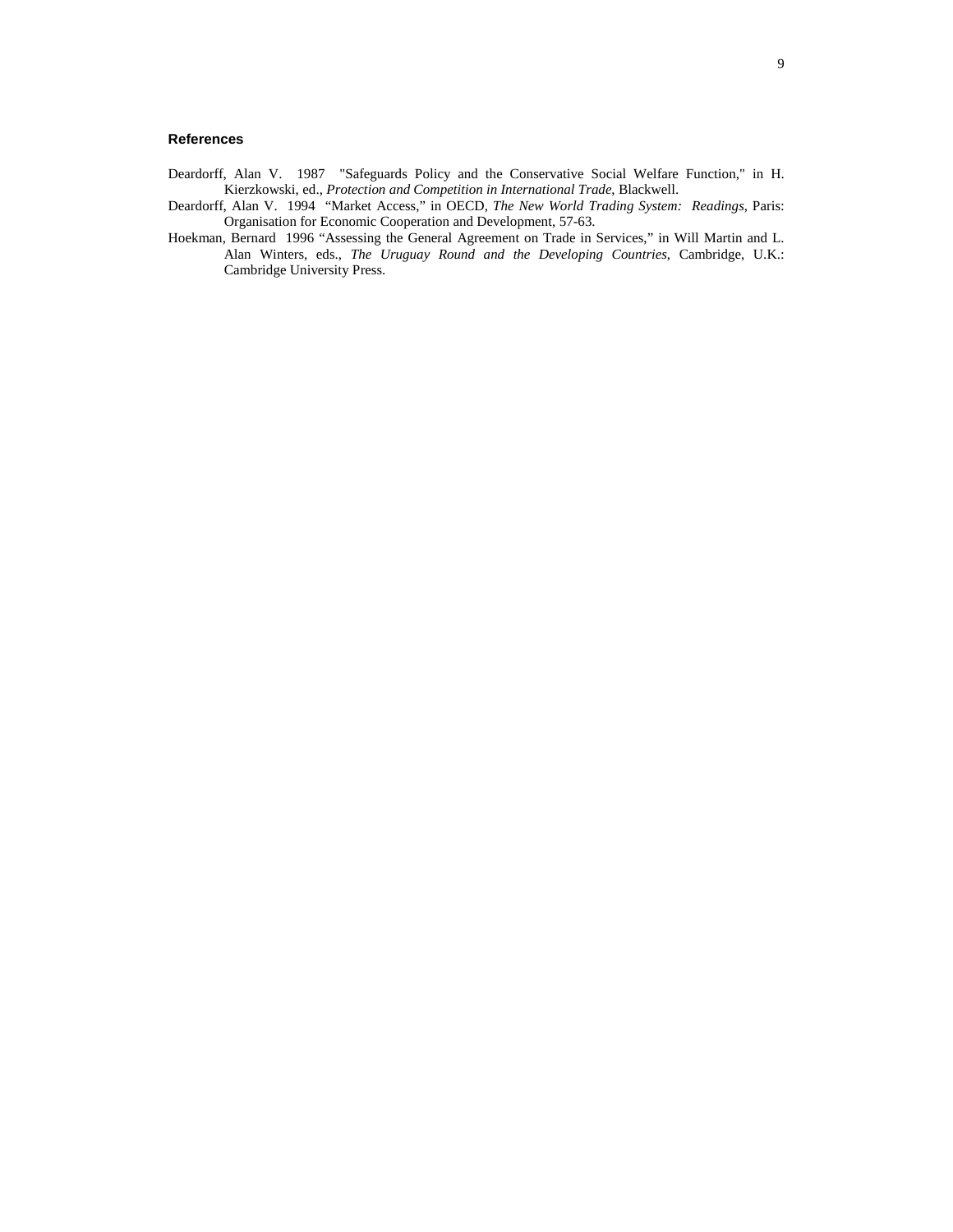### References

Deardorff, Alan V. 1987 "Safeguards Policy and the Conservative Social Welfare Function," in H. Kierzkowski, ed., *Protection and Competition in International Trade*, Blackwell.

Deardorff, Alan V. 1994 "Market Access," in OECD, *The New World Trading System: Readings*, Paris: Organisation for Economic Cooperation and Development, 57-63.

Hoekman, Bernard 1996 "Assessing the General Agreement on Trade in Services," in Will Martin and L. Alan Winters, eds., *The Uruguay Round and the Developing Countries*, Cambridge, U.K.: Cambridge University Press.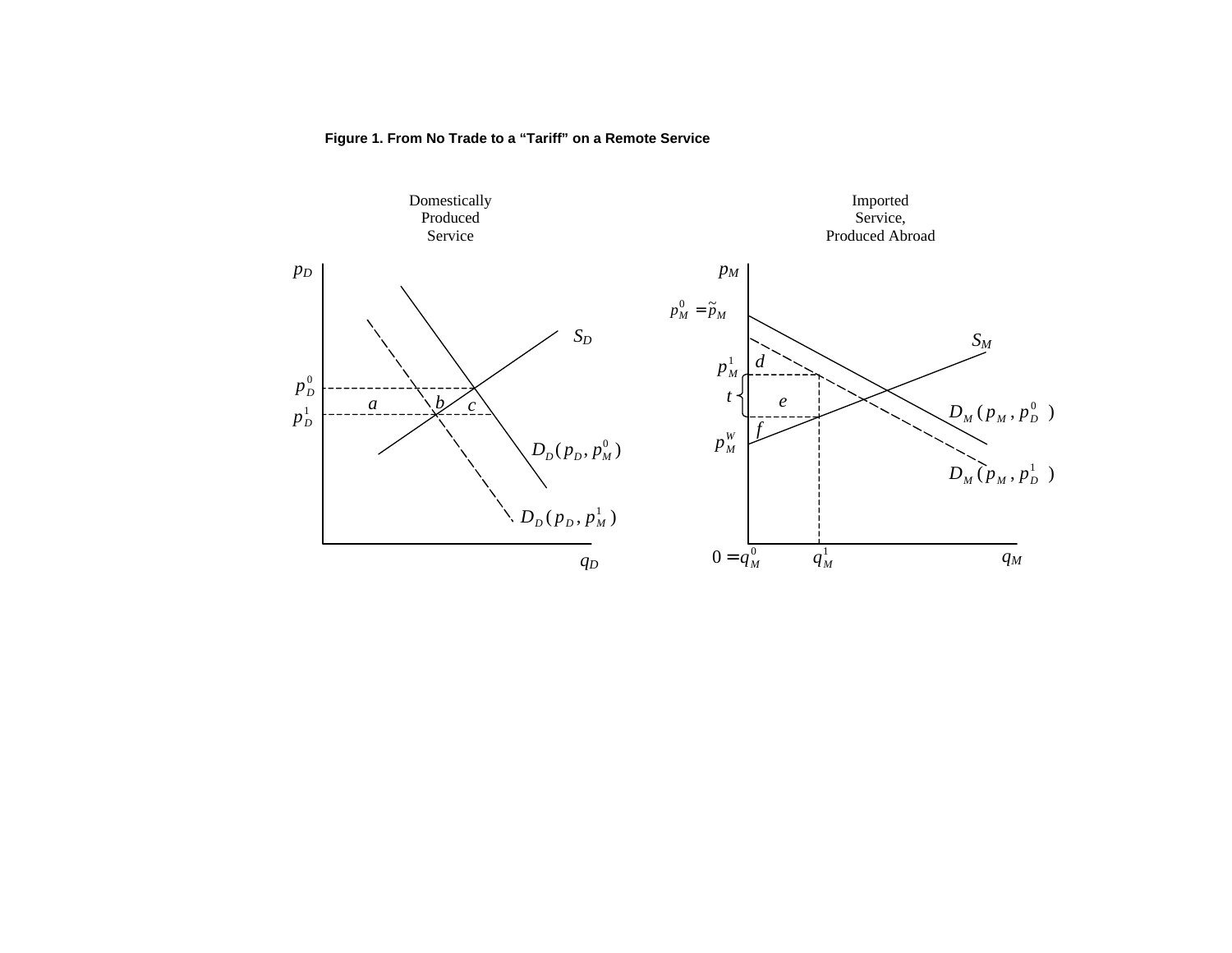**Figure 1. From No Trade to a “Tariff” on a Remote Service**

Domestically Produced Service

$p_D$

$S_D$

$p_D^0$

$p_D^1$

$a$ $b$ $c$

$D_D(p_D, p_M^0)$

$D_D(p_D, p_M^1)$

$q_D$

Imported Service, Produced Abroad

$p_M$

$p_M^0 = \tilde{p}_M$

$S_M$

$p_M^1$

$d$

$t$

$e$

$f$

$p_M^W$

$D_M(p_M, p_D^0)$

$D_M(p_M, p_D^1)$

$0 = q_M^0$ $q_M^1$ $q_M$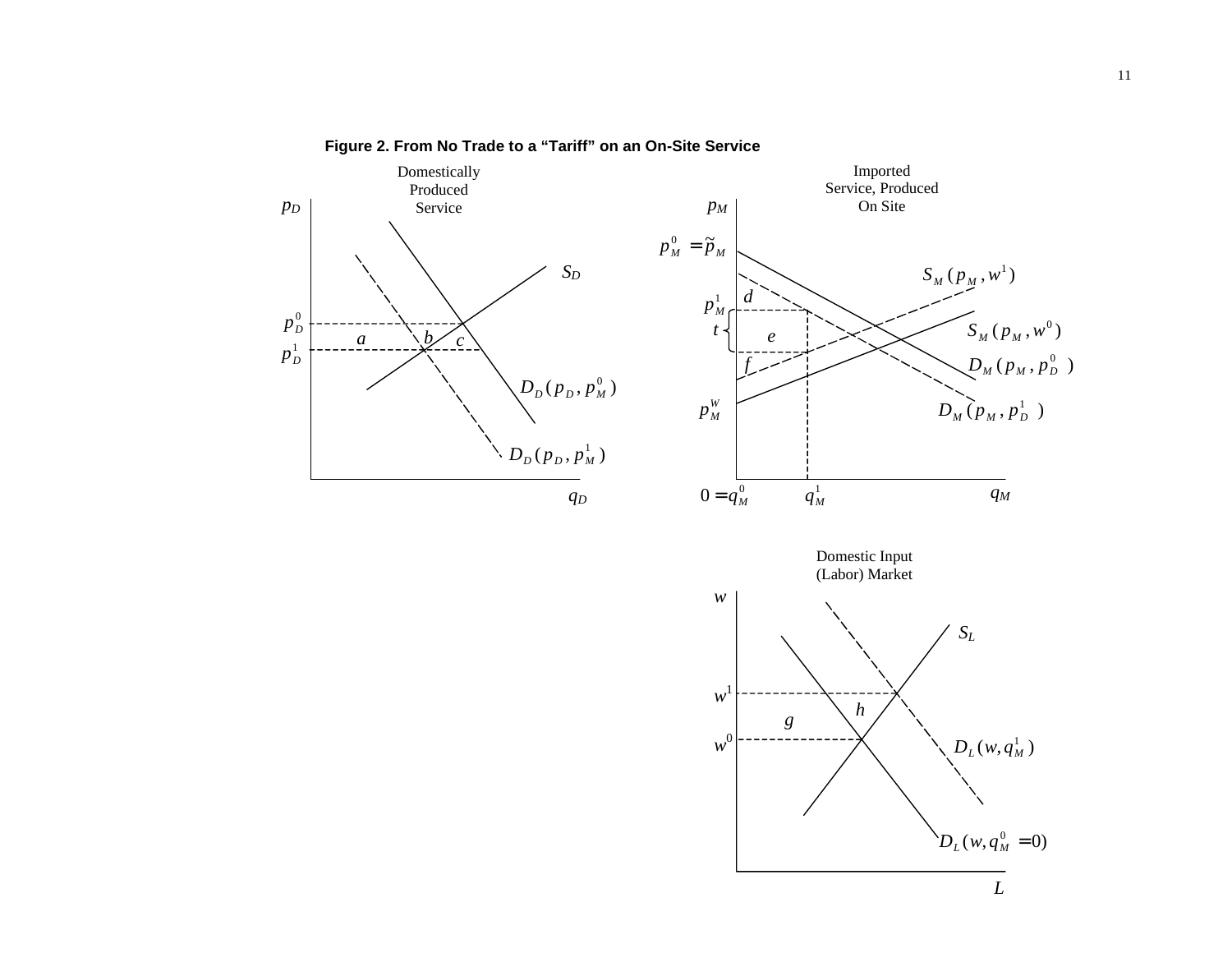**Figure 2. From No Trade to a "Tariff" on an On-Site Service**

Domestically Produced Service

$p_D$

$S_D$

$p_D^0$

$p_D^1$

$a$ $b$ $c$

$D_D(p_D, p_M^0)$

$D_D(p_D, p_M^1)$

$q_D$

Imported Service, Produced On Site

$p_M$

$p_M^0 = \tilde{p}_M$

$S_M(p_M, w^1)$

$p_M^1$

$d$

$t$

$e$

$f$

$S_M(p_M, w^0)$

$D_M(p_M, p_D^0)$

$p_M^W$

$D_M(p_M, p_D^1)$

$0 = q_M^0$ $q_M^1$ $q_M$

Domestic Input (Labor) Market

$w$

$S_L$

$w^1$

$h$

$g$

$w^0$

$D_L(w, q_M^1)$

$D_L(w, q_M^0 = 0)$

$L$